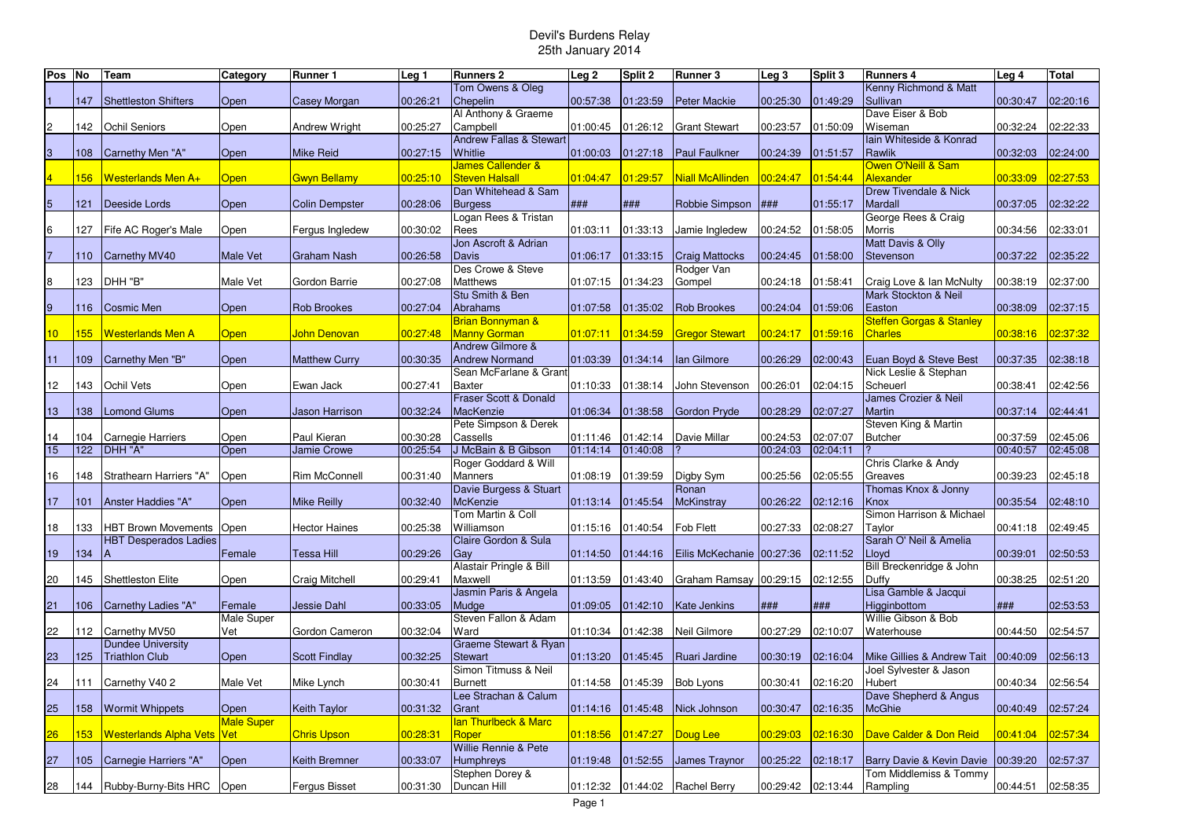# Devil's Burdens Relay

25th January 2014

| Pos | No | Team | Category | Runner 1 | Leg 1 | Runners 2 | Leg 2 | Split 2 | Runner 3 | Leg 3 | Split 3 | Runners 4 | Leg 4 | Total |
|---|---|---|---|---|---|---|---|---|---|---|---|---|---|---|
| 1 | 147 | Shettleston Shifters | Open | Casey Morgan | 00:26:21 | Tom Owens & Oleg Chepelin | 00:57:38 | 01:23:59 | Peter Mackie | 00:25:30 | 01:49:29 | Kenny Richmond & Matt Sullivan | 00:30:47 | 02:20:16 |
| 2 | 142 | Ochil Seniors | Open | Andrew Wright | 00:25:27 | Al Anthony & Graeme Campbell | 01:00:45 | 01:26:12 | Grant Stewart | 00:23:57 | 01:50:09 | Dave Eiser & Bob Wiseman | 00:32:24 | 02:22:33 |
| 3 | 108 | Carnethy Men "A" | Open | Mike Reid | 00:27:15 | Andrew Fallas & Stewart Whitlie | 01:00:03 | 01:27:18 | Paul Faulkner | 00:24:39 | 01:51:57 | Iain Whiteside & Konrad Rawlik | 00:32:03 | 02:24:00 |
| 4 | 156 | Westerlands Men A+ | Open | Gwyn Bellamy | 00:25:10 | James Callender & Steven Halsall | 01:04:47 | 01:29:57 | Niall McAllinden | 00:24:47 | 01:54:44 | Owen O'Neill & Sam Alexander | 00:33:09 | 02:27:53 |
| 5 | 121 | Deeside Lords | Open | Colin Dempster | 00:28:06 | Dan Whitehead & Sam Burgess | ### | ### | Robbie Simpson | ### | 01:55:17 | Drew Tivendale & Nick Mardall | 00:37:05 | 02:32:22 |
| 6 | 127 | Fife AC Roger's Male | Open | Fergus Ingledew | 00:30:02 | Logan Rees & Tristan Rees | 01:03:11 | 01:33:13 | Jamie Ingledew | 00:24:52 | 01:58:05 | George Rees & Craig Morris | 00:34:56 | 02:33:01 |
| 7 | 110 | Carnethy MV40 | Male Vet | Graham Nash | 00:26:58 | Jon Ascroft & Adrian Davis | 01:06:17 | 01:33:15 | Craig Mattocks | 00:24:45 | 01:58:00 | Matt Davis & Olly Stevenson | 00:37:22 | 02:35:22 |
| 8 | 123 | DHH "B" | Male Vet | Gordon Barrie | 00:27:08 | Des Crowe & Steve Matthews | 01:07:15 | 01:34:23 | Rodger Van Gompel | 00:24:18 | 01:58:41 | Craig Love & Ian McNulty | 00:38:19 | 02:37:00 |
| 9 | 116 | Cosmic Men | Open | Rob Brookes | 00:27:04 | Stu Smith & Ben Abrahams | 01:07:58 | 01:35:02 | Rob Brookes | 00:24:04 | 01:59:06 | Mark Stockton & Neil Easton | 00:38:09 | 02:37:15 |
| 10 | 155 | Westerlands Men A | Open | John Denovan | 00:27:48 | Brian Bonnyman & Manny Gorman | 01:07:11 | 01:34:59 | Gregor Stewart | 00:24:17 | 01:59:16 | Steffen Gorgas & Stanley Charles | 00:38:16 | 02:37:32 |
| 11 | 109 | Carnethy Men "B" | Open | Matthew Curry | 00:30:35 | Andrew Gilmore & Andrew Normand | 01:03:39 | 01:34:14 | Ian Gilmore | 00:26:29 | 02:00:43 | Euan Boyd & Steve Best | 00:37:35 | 02:38:18 |
| 12 | 143 | Ochil Vets | Open | Ewan Jack | 00:27:41 | Sean McFarlane & Grant Baxter | 01:10:33 | 01:38:14 | John Stevenson | 00:26:01 | 02:04:15 | Nick Leslie & Stephan Scheuerl | 00:38:41 | 02:42:56 |
| 13 | 138 | Lomond Glums | Open | Jason Harrison | 00:32:24 | Fraser Scott & Donald MacKenzie | 01:06:34 | 01:38:58 | Gordon Pryde | 00:28:29 | 02:07:27 | James Crozier & Neil Martin | 00:37:14 | 02:44:41 |
| 14 | 104 | Carnegie Harriers | Open | Paul Kieran | 00:30:28 | Pete Simpson & Derek Cassells | 01:11:46 | 01:42:14 | Davie Millar | 00:24:53 | 02:07:07 | Steven King & Martin Butcher | 00:37:59 | 02:45:06 |
| 15 | 122 | DHH "A" | Open | Jamie Crowe | 00:25:54 | J McBain & B Gibson | 01:14:14 | 01:40:08 | ? | 00:24:03 | 02:04:11 | ? | 00:40:57 | 02:45:08 |
| 16 | 148 | Strathearn Harriers "A" | Open | Rim McConnell | 00:31:40 | Roger Goddard & Will Manners | 01:08:19 | 01:39:59 | Digby Sym | 00:25:56 | 02:05:55 | Chris Clarke & Andy Greaves | 00:39:23 | 02:45:18 |
| 17 | 101 | Anster Haddies "A" | Open | Mike Reilly | 00:32:40 | Davie Burgess & Stuart McKenzie | 01:13:14 | 01:45:54 | Ronan McKinstray | 00:26:22 | 02:12:16 | Thomas Knox & Jonny Knox | 00:35:54 | 02:48:10 |
| 18 | 133 | HBT Brown Movements | Open | Hector Haines | 00:25:38 | Tom Martin & Coll Williamson | 01:15:16 | 01:40:54 | Fob Flett | 00:27:33 | 02:08:27 | Simon Harrison & Michael Taylor | 00:41:18 | 02:49:45 |
| 19 | 134 | HBT Desperados Ladies A | Female | Tessa Hill | 00:29:26 | Claire Gordon & Sula Gay | 01:14:50 | 01:44:16 | Eilis McKechanie | 00:27:36 | 02:11:52 | Sarah O' Neil & Amelia Lloyd | 00:39:01 | 02:50:53 |
| 20 | 145 | Shettleston Elite | Open | Craig Mitchell | 00:29:41 | Alastair Pringle & Bill Maxwell | 01:13:59 | 01:43:40 | Graham Ramsay | 00:29:15 | 02:12:55 | Bill Breckenridge & John Duffy | 00:38:25 | 02:51:20 |
| 21 | 106 | Carnethy Ladies "A" | Female | Jessie Dahl | 00:33:05 | Jasmin Paris & Angela Mudge | 01:09:05 | 01:42:10 | Kate Jenkins | ### | ### | Lisa Gamble & Jacqui Higginbottom | ### | 02:53:53 |
| 22 | 112 | Carnethy MV50 | Male Super Vet | Gordon Cameron | 00:32:04 | Steven Fallon & Adam Ward | 01:10:34 | 01:42:38 | Neil Gilmore | 00:27:29 | 02:10:07 | Willie Gibson & Bob Waterhouse | 00:44:50 | 02:54:57 |
| 23 | 125 | Dundee University Triathlon Club | Open | Scott Findlay | 00:32:25 | Graeme Stewart & Ryan Stewart | 01:13:20 | 01:45:45 | Ruari Jardine | 00:30:19 | 02:16:04 | Mike Gillies & Andrew Tait | 00:40:09 | 02:56:13 |
| 24 | 111 | Carnethy V40 2 | Male Vet | Mike Lynch | 00:30:41 | Simon Titmuss & Neil Burnett | 01:14:58 | 01:45:39 | Bob Lyons | 00:30:41 | 02:16:20 | Joel Sylvester & Jason Hubert | 00:40:34 | 02:56:54 |
| 25 | 158 | Wormit Whippets | Open | Keith Taylor | 00:31:32 | Lee Strachan & Calum Grant | 01:14:16 | 01:45:48 | Nick Johnson | 00:30:47 | 02:16:35 | Dave Shepherd & Angus McGhie | 00:40:49 | 02:57:24 |
| 26 | 153 | Westerlands Alpha Vets | Male Super Vet | Chris Upson | 00:28:31 | Ian Thurlbeck & Marc Roper | 01:18:56 | 01:47:27 | Doug Lee | 00:29:03 | 02:16:30 | Dave Calder & Don Reid | 00:41:04 | 02:57:34 |
| 27 | 105 | Carnegie Harriers "A" | Open | Keith Bremner | 00:33:07 | Willie Rennie & Pete Humphreys | 01:19:48 | 01:52:55 | James Traynor | 00:25:22 | 02:18:17 | Barry Davie & Kevin Davie | 00:39:20 | 02:57:37 |
| 28 | 144 | Rubby-Burny-Bits HRC | Open | Fergus Bisset | 00:31:30 | Stephen Dorey & Duncan Hill | 01:12:32 | 01:44:02 | Rachel Berry | 00:29:42 | 02:13:44 | Tom Middlemiss & Tommy Rampling | 00:44:51 | 02:58:35 |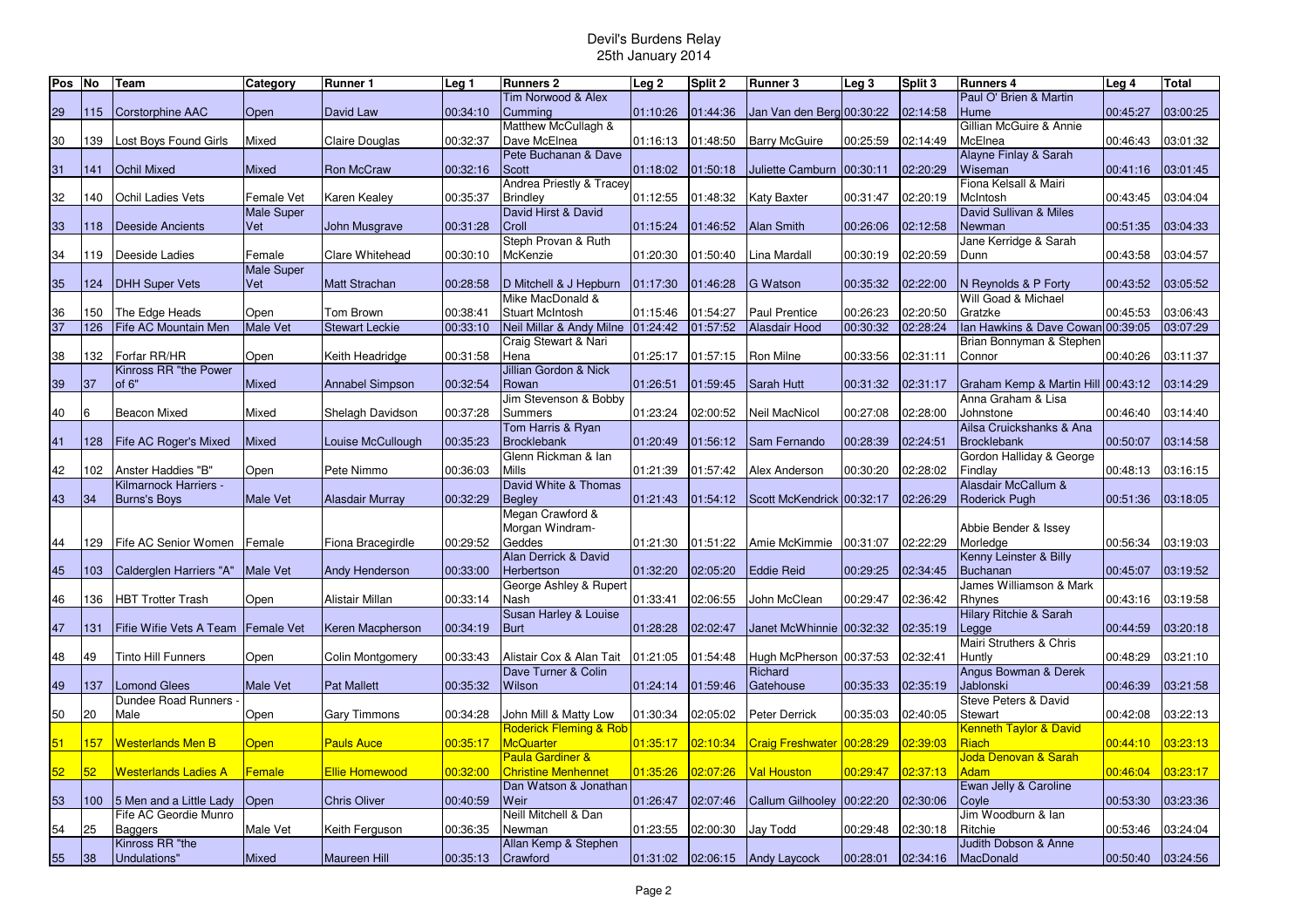# Devil's Burdens Relay
25th January 2014

| Pos | No | Team | Category | Runner 1 | Leg 1 | Runners 2 | Leg 2 | Split 2 | Runner 3 | Leg 3 | Split 3 | Runners 4 | Leg 4 | Total |
|---|---|---|---|---|---|---|---|---|---|---|---|---|---|---|
| 29 | 115 | Corstorphine AAC | Open | David Law | 00:34:10 | Tim Norwood & Alex Cumming | 01:10:26 | 01:44:36 | Jan Van den Berg | 00:30:22 | 02:14:58 | Paul O' Brien & Martin Hume | 00:45:27 | 03:00:25 |
| 30 | 139 | Lost Boys Found Girls | Mixed | Claire Douglas | 00:32:37 | Matthew McCullagh & Dave McElnea | 01:16:13 | 01:48:50 | Barry McGuire | 00:25:59 | 02:14:49 | Gillian McGuire & Annie McElnea | 00:46:43 | 03:01:32 |
| 31 | 141 | Ochil Mixed | Mixed | Ron McCraw | 00:32:16 | Pete Buchanan & Dave Scott | 01:18:02 | 01:50:18 | Juliette Camburn | 00:30:11 | 02:20:29 | Alayne Finlay & Sarah Wiseman | 00:41:16 | 03:01:45 |
| 32 | 140 | Ochil Ladies Vets | Female Vet | Karen Kealey | 00:35:37 | Andrea Priestly & Tracey Brindley | 01:12:55 | 01:48:32 | Katy Baxter | 00:31:47 | 02:20:19 | Fiona Kelsall & Mairi McIntosh | 00:43:45 | 03:04:04 |
| 33 | 118 | Deeside Ancients | Male Super Vet | John Musgrave | 00:31:28 | David Hirst & David Croll | 01:15:24 | 01:46:52 | Alan Smith | 00:26:06 | 02:12:58 | David Sullivan & Miles Newman | 00:51:35 | 03:04:33 |
| 34 | 119 | Deeside Ladies | Female | Clare Whitehead | 00:30:10 | Steph Provan & Ruth McKenzie | 01:20:30 | 01:50:40 | Lina Mardall | 00:30:19 | 02:20:59 | Jane Kerridge & Sarah Dunn | 00:43:58 | 03:04:57 |
| 35 | 124 | DHH Super Vets | Male Super Vet | Matt Strachan | 00:28:58 | D Mitchell & J Hepburn | 01:17:30 | 01:46:28 | G Watson | 00:35:32 | 02:22:00 | N Reynolds & P Forty | 00:43:52 | 03:05:52 |
| 36 | 150 | The Edge Heads | Open | Tom Brown | 00:38:41 | Mike MacDonald & Stuart McIntosh | 01:15:46 | 01:54:27 | Paul Prentice | 00:26:23 | 02:20:50 | Will Goad & Michael Gratzke | 00:45:53 | 03:06:43 |
| 37 | 126 | Fife AC Mountain Men | Male Vet | Stewart Leckie | 00:33:10 | Neil Millar & Andy Milne | 01:24:42 | 01:57:52 | Alasdair Hood | 00:30:32 | 02:28:24 | Ian Hawkins & Dave Cowan | 00:39:05 | 03:07:29 |
| 38 | 132 | Forfar RR/HR | Open | Keith Headridge | 00:31:58 | Craig Stewart & Nari Hena | 01:25:17 | 01:57:15 | Ron Milne | 00:33:56 | 02:31:11 | Brian Bonnyman & Stephen Connor | 00:40:26 | 03:11:37 |
| 39 | 37 | Kinross RR "the Power of 6" | Mixed | Annabel Simpson | 00:32:54 | Jillian Gordon & Nick Rowan | 01:26:51 | 01:59:45 | Sarah Hutt | 00:31:32 | 02:31:17 | Graham Kemp & Martin Hill | 00:43:12 | 03:14:29 |
| 40 | 6 | Beacon Mixed | Mixed | Shelagh Davidson | 00:37:28 | Jim Stevenson & Bobby Summers | 01:23:24 | 02:00:52 | Neil MacNicol | 00:27:08 | 02:28:00 | Anna Graham & Lisa Johnstone | 00:46:40 | 03:14:40 |
| 41 | 128 | Fife AC Roger's Mixed | Mixed | Louise McCullough | 00:35:23 | Tom Harris & Ryan Brocklebank | 01:20:49 | 01:56:12 | Sam Fernando | 00:28:39 | 02:24:51 | Ailsa Cruickshanks & Ana Brocklebank | 00:50:07 | 03:14:58 |
| 42 | 102 | Anster Haddies "B" | Open | Pete Nimmo | 00:36:03 | Glenn Rickman & Ian Mills | 01:21:39 | 01:57:42 | Alex Anderson | 00:30:20 | 02:28:02 | Gordon Halliday & George Findlay | 00:48:13 | 03:16:15 |
| 43 | 34 | Kilmarnock Harriers - Burns's Boys | Male Vet | Alasdair Murray | 00:32:29 | David White & Thomas Begley | 01:21:43 | 01:54:12 | Scott McKendrick | 00:32:17 | 02:26:29 | Alasdair McCallum & Roderick Pugh | 00:51:36 | 03:18:05 |
| 44 | 129 | Fife AC Senior Women | Female | Fiona Bracegirdle | 00:29:52 | Megan Crawford & Morgan Windram-Geddes | 01:21:30 | 01:51:22 | Amie McKimmie | 00:31:07 | 02:22:29 | Abbie Bender & Issey Morledge | 00:56:34 | 03:19:03 |
| 45 | 103 | Calderglen Harriers "A" | Male Vet | Andy Henderson | 00:33:00 | Alan Derrick & David Herbertson | 01:32:20 | 02:05:20 | Eddie Reid | 00:29:25 | 02:34:45 | Kenny Leinster & Billy Buchanan | 00:45:07 | 03:19:52 |
| 46 | 136 | HBT Trotter Trash | Open | Alistair Millan | 00:33:14 | George Ashley & Rupert Nash | 01:33:41 | 02:06:55 | John McClean | 00:29:47 | 02:36:42 | James Williamson & Mark Rhynes | 00:43:16 | 03:19:58 |
| 47 | 131 | Fifie Wifie Vets A Team | Female Vet | Keren Macpherson | 00:34:19 | Susan Harley & Louise Burt | 01:28:28 | 02:02:47 | Janet McWhinnie | 00:32:32 | 02:35:19 | Hilary Ritchie & Sarah Legge | 00:44:59 | 03:20:18 |
| 48 | 49 | Tinto Hill Funners | Open | Colin Montgomery | 00:33:43 | Alistair Cox & Alan Tait | 01:21:05 | 01:54:48 | Hugh McPherson | 00:37:53 | 02:32:41 | Mairi Struthers & Chris Huntly | 00:48:29 | 03:21:10 |
| 49 | 137 | Lomond Glees | Male Vet | Pat Mallett | 00:35:32 | Dave Turner & Colin Wilson | 01:24:14 | 01:59:46 | Richard Gatehouse | 00:35:33 | 02:35:19 | Angus Bowman & Derek Jablonski | 00:46:39 | 03:21:58 |
| 50 | 20 | Dundee Road Runners - Male | Open | Gary Timmons | 00:34:28 | John Mill & Matty Low | 01:30:34 | 02:05:02 | Peter Derrick | 00:35:03 | 02:40:05 | Steve Peters & David Stewart | 00:42:08 | 03:22:13 |
| 51 | 157 | Westerlands Men B | Open | Pauls Auce | 00:35:17 | Roderick Fleming & Rob McQuarter | 01:35:17 | 02:10:34 | Craig Freshwater | 00:28:29 | 02:39:03 | Kenneth Taylor & David Riach | 00:44:10 | 03:23:13 |
| 52 | 52 | Westerlands Ladies A | Female | Ellie Homewood | 00:32:00 | Paula Gardiner & Christine Menhennet | 01:35:26 | 02:07:26 | Val Houston | 00:29:47 | 02:37:13 | Joda Denovan & Sarah Adam | 00:46:04 | 03:23:17 |
| 53 | 100 | 5 Men and a Little Lady | Open | Chris Oliver | 00:40:59 | Dan Watson & Jonathan Weir | 01:26:47 | 02:07:46 | Callum Gilhooley | 00:22:20 | 02:30:06 | Ewan Jelly & Caroline Coyle | 00:53:30 | 03:23:36 |
| 54 | 25 | Fife AC Geordie Munro Baggers | Male Vet | Keith Ferguson | 00:36:35 | Neill Mitchell & Dan Newman | 01:23:55 | 02:00:30 | Jay Todd | 00:29:48 | 02:30:18 | Jim Woodburn & Ian Ritchie | 00:53:46 | 03:24:04 |
| 55 | 38 | Kinross RR "the Undulations" | Mixed | Maureen Hill | 00:35:13 | Allan Kemp & Stephen Crawford | 01:31:02 | 02:06:15 | Andy Laycock | 00:28:01 | 02:34:16 | Judith Dobson & Anne MacDonald | 00:50:40 | 03:24:56 |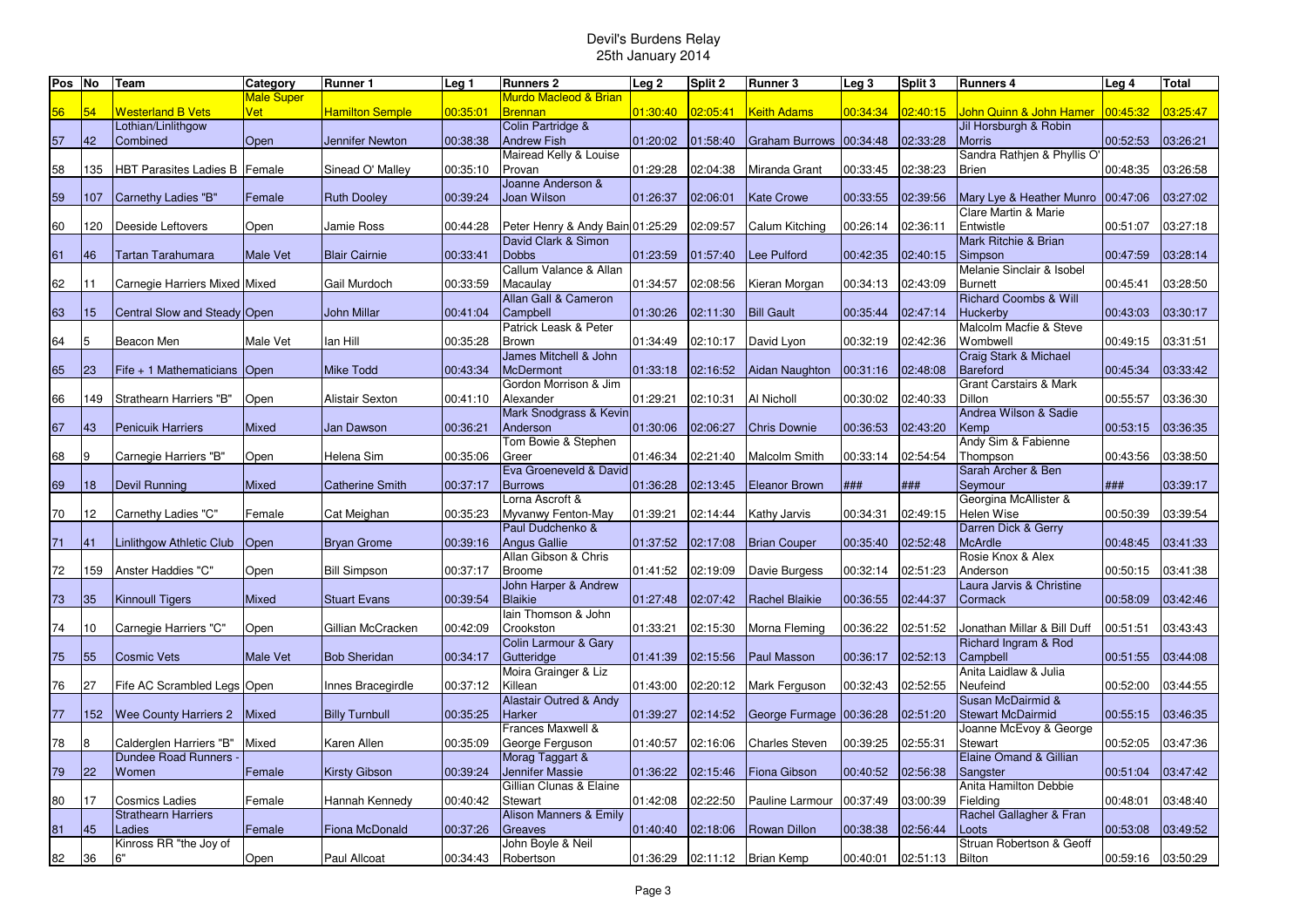# Devil's Burdens Relay

25th January 2014

| Pos | No | Team | Category | Runner 1 | Leg 1 | Runners 2 | Leg 2 | Split 2 | Runner 3 | Leg 3 | Split 3 | Runners 4 | Leg 4 | Total |
|---|---|---|---|---|---|---|---|---|---|---|---|---|---|---|
| 56 | 54 | Westerland B Vets | Male Super Vet | Hamilton Semple | 00:35:01 | Murdo Macleod & Brian Brennan | 01:30:40 | 02:05:41 | Keith Adams | 00:34:34 | 02:40:15 | John Quinn & John Hamer | 00:45:32 | 03:25:47 |
| 57 | 42 | Lothian/Linlithgow Combined | Open | Jennifer Newton | 00:38:38 | Colin Partridge & Andrew Fish | 01:20:02 | 01:58:40 | Graham Burrows | 00:34:48 | 02:33:28 | Jil Horsburgh & Robin Morris | 00:52:53 | 03:26:21 |
| 58 | 135 | HBT Parasites Ladies B | Female | Sinead O' Malley | 00:35:10 | Mairead Kelly & Louise Provan | 01:29:28 | 02:04:38 | Miranda Grant | 00:33:45 | 02:38:23 | Sandra Rathjen & Phyllis O' Brien | 00:48:35 | 03:26:58 |
| 59 | 107 | Carnethy Ladies "B" | Female | Ruth Dooley | 00:39:24 | Joanne Anderson & Joan Wilson | 01:26:37 | 02:06:01 | Kate Crowe | 00:33:55 | 02:39:56 | Mary Lye & Heather Munro | 00:47:06 | 03:27:02 |
| 60 | 120 | Deeside Leftovers | Open | Jamie Ross | 00:44:28 | Peter Henry & Andy Bain | 01:25:29 | 02:09:57 | Calum Kitching | 00:26:14 | 02:36:11 | Clare Martin & Marie Entwistle | 00:51:07 | 03:27:18 |
| 61 | 46 | Tartan Tarahumara | Male Vet | Blair Cairnie | 00:33:41 | David Clark & Simon Dobbs | 01:23:59 | 01:57:40 | Lee Pulford | 00:42:35 | 02:40:15 | Mark Ritchie & Brian Simpson | 00:47:59 | 03:28:14 |
| 62 | 11 | Carnegie Harriers Mixed | Mixed | Gail Murdoch | 00:33:59 | Callum Valance & Allan Macaulay | 01:34:57 | 02:08:56 | Kieran Morgan | 00:34:13 | 02:43:09 | Melanie Sinclair & Isobel Burnett | 00:45:41 | 03:28:50 |
| 63 | 15 | Central Slow and Steady | Open | John Millar | 00:41:04 | Allan Gall & Cameron Campbell | 01:30:26 | 02:11:30 | Bill Gault | 00:35:44 | 02:47:14 | Richard Coombs & Will Huckerby | 00:43:03 | 03:30:17 |
| 64 | 5 | Beacon Men | Male Vet | Ian Hill | 00:35:28 | Patrick Leask & Peter Brown | 01:34:49 | 02:10:17 | David Lyon | 00:32:19 | 02:42:36 | Malcolm Macfie & Steve Wombwell | 00:49:15 | 03:31:51 |
| 65 | 23 | Fife + 1 Mathematicians | Open | Mike Todd | 00:43:34 | James Mitchell & John McDermont | 01:33:18 | 02:16:52 | Aidan Naughton | 00:31:16 | 02:48:08 | Craig Stark & Michael Bareford | 00:45:34 | 03:33:42 |
| 66 | 149 | Strathearn Harriers "B" | Open | Alistair Sexton | 00:41:10 | Gordon Morrison & Jim Alexander | 01:29:21 | 02:10:31 | Al Nicholl | 00:30:02 | 02:40:33 | Grant Carstairs & Mark Dillon | 00:55:57 | 03:36:30 |
| 67 | 43 | Penicuik Harriers | Mixed | Jan Dawson | 00:36:21 | Mark Snodgrass & Kevin Anderson | 01:30:06 | 02:06:27 | Chris Downie | 00:36:53 | 02:43:20 | Andrea Wilson & Sadie Kemp | 00:53:15 | 03:36:35 |
| 68 | 9 | Carnegie Harriers "B" | Open | Helena Sim | 00:35:06 | Tom Bowie & Stephen Greer | 01:46:34 | 02:21:40 | Malcolm Smith | 00:33:14 | 02:54:54 | Andy Sim & Fabienne Thompson | 00:43:56 | 03:38:50 |
| 69 | 18 | Devil Running | Mixed | Catherine Smith | 00:37:17 | Eva Groeneveld & David Burrows | 01:36:28 | 02:13:45 | Eleanor Brown | ### | ### | Sarah Archer & Ben Seymour | ### | 03:39:17 |
| 70 | 12 | Carnethy Ladies "C" | Female | Cat Meighan | 00:35:23 | Lorna Ascroft & Myvanwy Fenton-May | 01:39:21 | 02:14:44 | Kathy Jarvis | 00:34:31 | 02:49:15 | Georgina McAllister & Helen Wise | 00:50:39 | 03:39:54 |
| 71 | 41 | Linlithgow Athletic Club | Open | Bryan Grome | 00:39:16 | Paul Dudchenko & Angus Gallie | 01:37:52 | 02:17:08 | Brian Couper | 00:35:40 | 02:52:48 | Darren Dick & Gerry McArdle | 00:48:45 | 03:41:33 |
| 72 | 159 | Anster Haddies "C" | Open | Bill Simpson | 00:37:17 | Allan Gibson & Chris Broome | 01:41:52 | 02:19:09 | Davie Burgess | 00:32:14 | 02:51:23 | Rosie Knox & Alex Anderson | 00:50:15 | 03:41:38 |
| 73 | 35 | Kinnoull Tigers | Mixed | Stuart Evans | 00:39:54 | John Harper & Andrew Blaikie | 01:27:48 | 02:07:42 | Rachel Blaikie | 00:36:55 | 02:44:37 | Laura Jarvis & Christine Cormack | 00:58:09 | 03:42:46 |
| 74 | 10 | Carnegie Harriers "C" | Open | Gillian McCracken | 00:42:09 | Iain Thomson & John Crookston | 01:33:21 | 02:15:30 | Morna Fleming | 00:36:22 | 02:51:52 | Jonathan Millar & Bill Duff | 00:51:51 | 03:43:43 |
| 75 | 55 | Cosmic Vets | Male Vet | Bob Sheridan | 00:34:17 | Colin Larmour & Gary Gutteridge | 01:41:39 | 02:15:56 | Paul Masson | 00:36:17 | 02:52:13 | Richard Ingram & Rod Campbell | 00:51:55 | 03:44:08 |
| 76 | 27 | Fife AC Scrambled Legs | Open | Innes Bracegirdle | 00:37:12 | Moira Grainger & Liz Killean | 01:43:00 | 02:20:12 | Mark Ferguson | 00:32:43 | 02:52:55 | Anita Laidlaw & Julia Neufeind | 00:52:00 | 03:44:55 |
| 77 | 152 | Wee County Harriers 2 | Mixed | Billy Turnbull | 00:35:25 | Alastair Outred & Andy Harker | 01:39:27 | 02:14:52 | George Furmage | 00:36:28 | 02:51:20 | Susan McDairmid & Stewart McDairmid | 00:55:15 | 03:46:35 |
| 78 | 8 | Calderglen Harriers "B" | Mixed | Karen Allen | 00:35:09 | Frances Maxwell & George Ferguson | 01:40:57 | 02:16:06 | Charles Steven | 00:39:25 | 02:55:31 | Joanne McEvoy & George Stewart | 00:52:05 | 03:47:36 |
| 79 | 22 | Dundee Road Runners - Women | Female | Kirsty Gibson | 00:39:24 | Morag Taggart & Jennifer Massie | 01:36:22 | 02:15:46 | Fiona Gibson | 00:40:52 | 02:56:38 | Elaine Omand & Gillian Sangster | 00:51:04 | 03:47:42 |
| 80 | 17 | Cosmics Ladies | Female | Hannah Kennedy | 00:40:42 | Gillian Clunas & Elaine Stewart | 01:42:08 | 02:22:50 | Pauline Larmour | 00:37:49 | 03:00:39 | Anita Hamilton Debbie Fielding | 00:48:01 | 03:48:40 |
| 81 | 45 | Strathearn Harriers Ladies | Female | Fiona McDonald | 00:37:26 | Alison Manners & Emily Greaves | 01:40:40 | 02:18:06 | Rowan Dillon | 00:38:38 | 02:56:44 | Rachel Gallagher & Fran Loots | 00:53:08 | 03:49:52 |
| 82 | 36 | Kinross RR "the Joy of 6" | Open | Paul Allcoat | 00:34:43 | John Boyle & Neil Robertson | 01:36:29 | 02:11:12 | Brian Kemp | 00:40:01 | 02:51:13 | Struan Robertson & Geoff Bilton | 00:59:16 | 03:50:29 |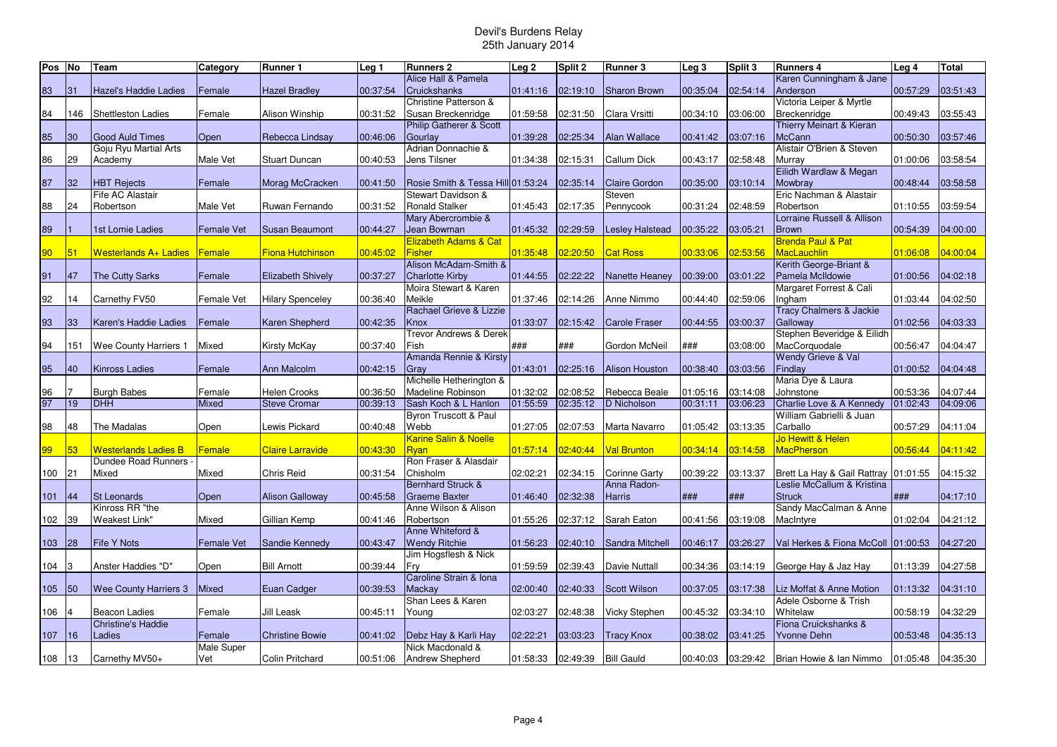# Devil's Burdens Relay
25th January 2014

| Pos | No | Team | Category | Runner 1 | Leg 1 | Runners 2 | Leg 2 | Split 2 | Runner 3 | Leg 3 | Split 3 | Runners 4 | Leg 4 | Total |
|---|---|---|---|---|---|---|---|---|---|---|---|---|---|---|
| 83 | 31 | Hazel's Haddie Ladies | Female | Hazel Bradley | 00:37:54 | Alice Hall & Pamela Cruickshanks | 01:41:16 | 02:19:10 | Sharon Brown | 00:35:04 | 02:54:14 | Karen Cunningham & Jane Anderson | 00:57:29 | 03:51:43 |
| 84 | 146 | Shettleston Ladies | Female | Alison Winship | 00:31:52 | Christine Patterson & Susan Breckenridge | 01:59:58 | 02:31:50 | Clara Vrsitti | 00:34:10 | 03:06:00 | Victoria Leiper & Myrtle Breckenridge | 00:49:43 | 03:55:43 |
| 85 | 30 | Good Auld Times | Open | Rebecca Lindsay | 00:46:06 | Philip Gatherer & Scott Gourlay | 01:39:28 | 02:25:34 | Alan Wallace | 00:41:42 | 03:07:16 | Thierry Meinart & Kieran McCann | 00:50:30 | 03:57:46 |
| 86 | 29 | Goju Ryu Martial Arts Academy | Male Vet | Stuart Duncan | 00:40:53 | Adrian Donnachie & Jens Tilsner | 01:34:38 | 02:15:31 | Callum Dick | 00:43:17 | 02:58:48 | Alistair O'Brien & Steven Murray | 01:00:06 | 03:58:54 |
| 87 | 32 | HBT Rejects | Female | Morag McCracken | 00:41:50 | Rosie Smith & Tessa Hill | 01:53:24 | 02:35:14 | Claire Gordon | 00:35:00 | 03:10:14 | Eilidh Wardlaw & Megan Mowbray | 00:48:44 | 03:58:58 |
| 88 | 24 | Fife AC Alastair Robertson | Male Vet | Ruwan Fernando | 00:31:52 | Stewart Davidson & Ronald Stalker | 01:45:43 | 02:17:35 | Steven Pennycook | 00:31:24 | 02:48:59 | Eric Nachman & Alastair Robertson | 01:10:55 | 03:59:54 |
| 89 | 1 | 1st Lomie Ladies | Female Vet | Susan Beaumont | 00:44:27 | Mary Abercrombie & Jean Bowman | 01:45:32 | 02:29:59 | Lesley Halstead | 00:35:22 | 03:05:21 | Lorraine Russell & Allison Brown | 00:54:39 | 04:00:00 |
| 90 | 51 | Westerlands A+ Ladies | Female | Fiona Hutchinson | 00:45:02 | Elizabeth Adams & Cat Fisher | 01:35:48 | 02:20:50 | Cat Ross | 00:33:06 | 02:53:56 | Brenda Paul & Pat MacLauchlin | 01:06:08 | 04:00:04 |
| 91 | 47 | The Cutty Sarks | Female | Elizabeth Shively | 00:37:27 | Alison McAdam-Smith & Charlotte Kirby | 01:44:55 | 02:22:22 | Nanette Heaney | 00:39:00 | 03:01:22 | Kerith George-Briant & Pamela McIldowie | 01:00:56 | 04:02:18 |
| 92 | 14 | Carnethy FV50 | Female Vet | Hilary Spenceley | 00:36:40 | Moira Stewart & Karen Meikle | 01:37:46 | 02:14:26 | Anne Nimmo | 00:44:40 | 02:59:06 | Margaret Forrest & Cali Ingham | 01:03:44 | 04:02:50 |
| 93 | 33 | Karen's Haddie Ladies | Female | Karen Shepherd | 00:42:35 | Rachael Grieve & Lizzie Knox | 01:33:07 | 02:15:42 | Carole Fraser | 00:44:55 | 03:00:37 | Tracy Chalmers & Jackie Galloway | 01:02:56 | 04:03:33 |
| 94 | 151 | Wee County Harriers 1 | Mixed | Kirsty McKay | 00:37:40 | Trevor Andrews & Derek Fish | ### | ### | Gordon McNeil | ### | 03:08:00 | Stephen Beveridge & Eilidh MacCorquodale | 00:56:47 | 04:04:47 |
| 95 | 40 | Kinross Ladies | Female | Ann Malcolm | 00:42:15 | Amanda Rennie & Kirsty Gray | 01:43:01 | 02:25:16 | Alison Houston | 00:38:40 | 03:03:56 | Wendy Grieve & Val Findlay | 01:00:52 | 04:04:48 |
| 96 | 7 | Burgh Babes | Female | Helen Crooks | 00:36:50 | Michelle Hetherington & Madeline Robinson | 01:32:02 | 02:08:52 | Rebecca Beale | 01:05:16 | 03:14:08 | Maria Dye & Laura Johnstone | 00:53:36 | 04:07:44 |
| 97 | 19 | DHH | Mixed | Steve Cromar | 00:39:13 | Sash Koch & L Hanlon | 01:55:59 | 02:35:12 | D Nicholson | 00:31:11 | 03:06:23 | Charlie Love & A Kennedy | 01:02:43 | 04:09:06 |
| 98 | 48 | The Madalas | Open | Lewis Pickard | 00:40:48 | Byron Truscott & Paul Webb | 01:27:05 | 02:07:53 | Marta Navarro | 01:05:42 | 03:13:35 | William Gabrielli & Juan Carballo | 00:57:29 | 04:11:04 |
| 99 | 53 | Westerlands Ladies B | Female | Claire Larravide | 00:43:30 | Karine Salin & Noelle Ryan | 01:57:14 | 02:40:44 | Val Brunton | 00:34:14 | 03:14:58 | Jo Hewitt & Helen MacPherson | 00:56:44 | 04:11:42 |
| 100 | 21 | Dundee Road Runners - Mixed | Mixed | Chris Reid | 00:31:54 | Ron Fraser & Alasdair Chisholm | 02:02:21 | 02:34:15 | Corinne Garty | 00:39:22 | 03:13:37 | Brett La Hay & Gail Rattray | 01:01:55 | 04:15:32 |
| 101 | 44 | St Leonards | Open | Alison Galloway | 00:45:58 | Bernhard Struck & Graeme Baxter | 01:46:40 | 02:32:38 | Anna Radon-Harris | ### | ### | Leslie McCallum & Kristina Struck | ### | 04:17:10 |
| 102 | 39 | Kinross RR "the Weakest Link" | Mixed | Gillian Kemp | 00:41:46 | Anne Wilson & Alison Robertson | 01:55:26 | 02:37:12 | Sarah Eaton | 00:41:56 | 03:19:08 | Sandy MacCalman & Anne MacIntyre | 01:02:04 | 04:21:12 |
| 103 | 28 | Fife Y Nots | Female Vet | Sandie Kennedy | 00:43:47 | Anne Whiteford & Wendy Ritchie | 01:56:23 | 02:40:10 | Sandra Mitchell | 00:46:17 | 03:26:27 | Val Herkes & Fiona McColl | 01:00:53 | 04:27:20 |
| 104 | 3 | Anster Haddies "D" | Open | Bill Arnott | 00:39:44 | Jim Hogsflesh & Nick Fry | 01:59:59 | 02:39:43 | Davie Nuttall | 00:34:36 | 03:14:19 | George Hay & Jaz Hay | 01:13:39 | 04:27:58 |
| 105 | 50 | Wee County Harriers 3 | Mixed | Euan Cadger | 00:39:53 | Caroline Strain & Iona Mackay | 02:00:40 | 02:40:33 | Scott Wilson | 00:37:05 | 03:17:38 | Liz Moffat & Anne Motion | 01:13:32 | 04:31:10 |
| 106 | 4 | Beacon Ladies | Female | Jill Leask | 00:45:11 | Shan Lees & Karen Young | 02:03:27 | 02:48:38 | Vicky Stephen | 00:45:32 | 03:34:10 | Adele Osborne & Trish Whitelaw | 00:58:19 | 04:32:29 |
| 107 | 16 | Christine's Haddie Ladies | Female | Christine Bowie | 00:41:02 | Debz Hay & Karli Hay | 02:22:21 | 03:03:23 | Tracy Knox | 00:38:02 | 03:41:25 | Fiona Cruickshanks & Yvonne Dehn | 00:53:48 | 04:35:13 |
| 108 | 13 | Carnethy MV50+ | Male Super Vet | Colin Pritchard | 00:51:06 | Nick Macdonald & Andrew Shepherd | 01:58:33 | 02:49:39 | Bill Gauld | 00:40:03 | 03:29:42 | Brian Howie & Ian Nimmo | 01:05:48 | 04:35:30 |